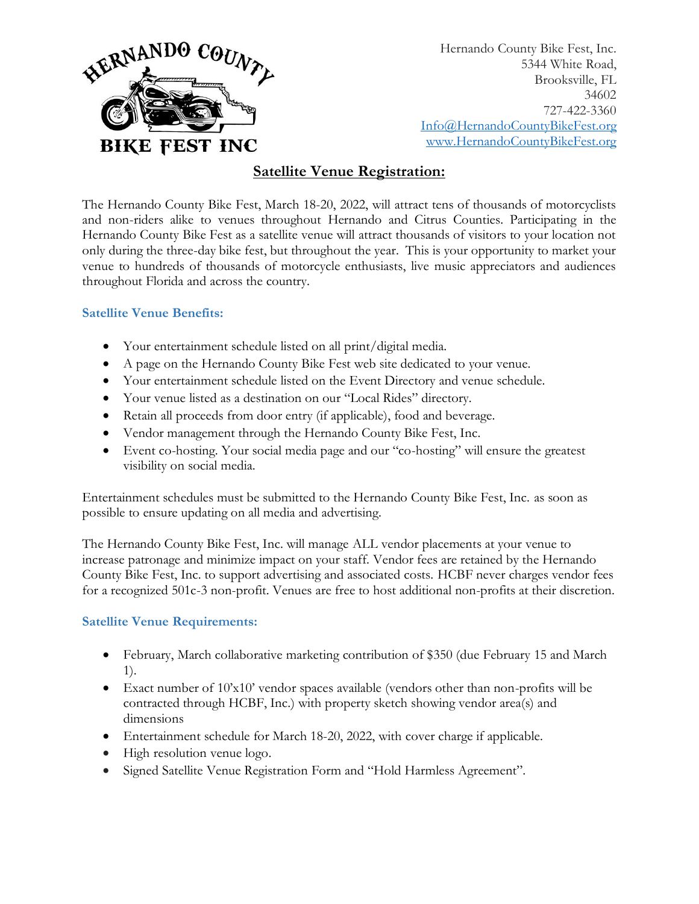Hernando County Bike Fest, Inc.
5344 White Road,
Brooksville, FL
34602
727-422-3360
Info@HernandoCountyBikeFest.org
www.HernandoCountyBikeFest.org

# Satellite Venue Registration:

The Hernando County Bike Fest, March 18-20, 2022, will attract tens of thousands of motorcyclists and non-riders alike to venues throughout Hernando and Citrus Counties. Participating in the Hernando County Bike Fest as a satellite venue will attract thousands of visitors to your location not only during the three-day bike fest, but throughout the year. This is your opportunity to market your venue to hundreds of thousands of motorcycle enthusiasts, live music appreciators and audiences throughout Florida and across the country.

## Satellite Venue Benefits:

- Your entertainment schedule listed on all print/digital media.
- A page on the Hernando County Bike Fest web site dedicated to your venue.
- Your entertainment schedule listed on the Event Directory and venue schedule.
- Your venue listed as a destination on our "Local Rides" directory.
- Retain all proceeds from door entry (if applicable), food and beverage.
- Vendor management through the Hernando County Bike Fest, Inc.
- Event co-hosting. Your social media page and our "co-hosting" will ensure the greatest visibility on social media.

Entertainment schedules must be submitted to the Hernando County Bike Fest, Inc. as soon as possible to ensure updating on all media and advertising.

The Hernando County Bike Fest, Inc. will manage ALL vendor placements at your venue to increase patronage and minimize impact on your staff. Vendor fees are retained by the Hernando County Bike Fest, Inc. to support advertising and associated costs. HCBF never charges vendor fees for a recognized 501c-3 non-profit. Venues are free to host additional non-profits at their discretion.

## Satellite Venue Requirements:

- February, March collaborative marketing contribution of $350 (due February 15 and March 1).
- Exact number of 10'x10' vendor spaces available (vendors other than non-profits will be contracted through HCBF, Inc.) with property sketch showing vendor area(s) and dimensions
- Entertainment schedule for March 18-20, 2022, with cover charge if applicable.
- High resolution venue logo.
- Signed Satellite Venue Registration Form and "Hold Harmless Agreement".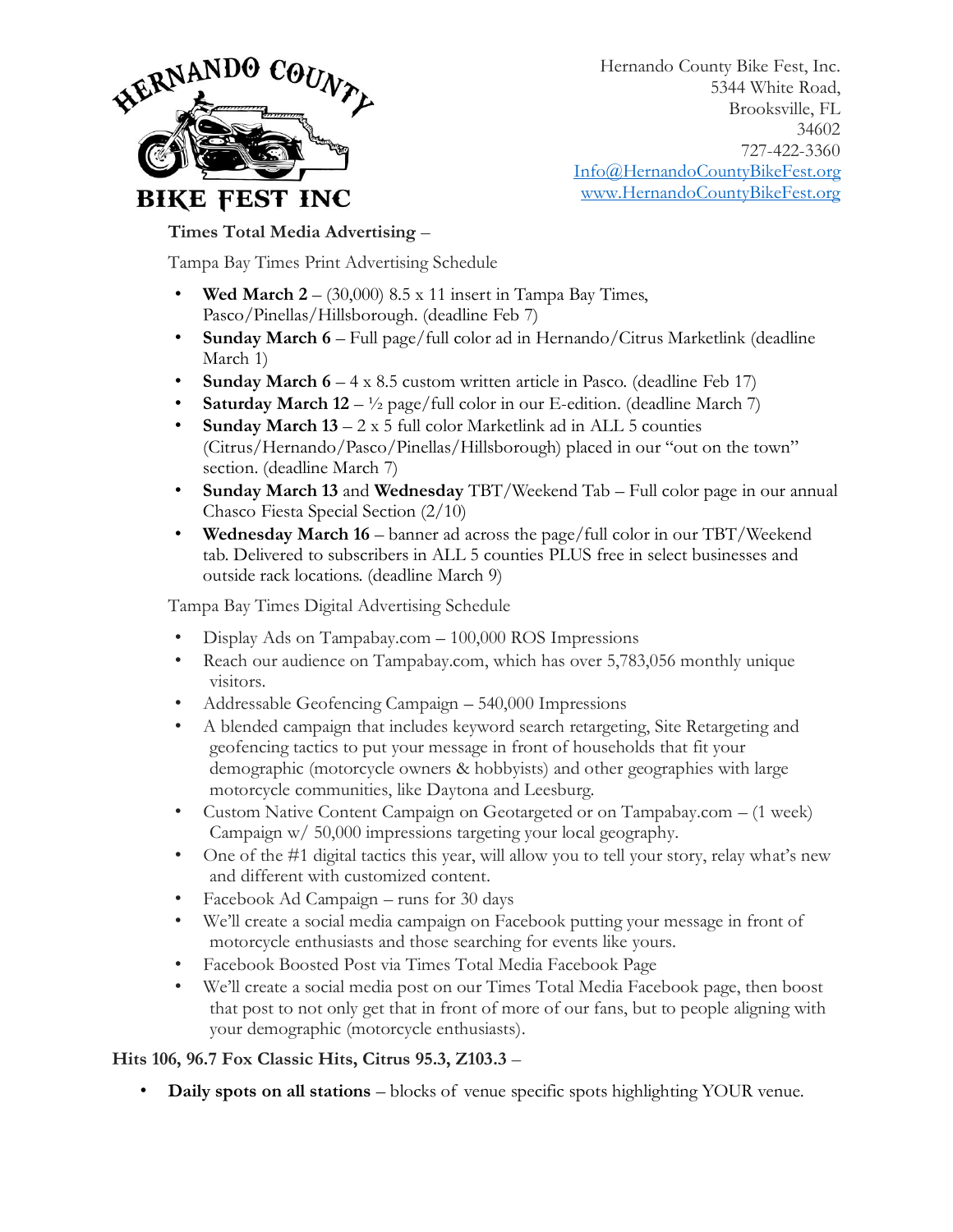Hernando County Bike Fest, Inc.
5344 White Road,
Brooksville, FL
34602
727-422-3360
Info@HernandoCountyBikeFest.org
www.HernandoCountyBikeFest.org

**Times Total Media Advertising** –

Tampa Bay Times Print Advertising Schedule

- **Wed March 2** – (30,000) 8.5 x 11 insert in Tampa Bay Times, Pasco/Pinellas/Hillsborough. (deadline Feb 7)
- **Sunday March 6** – Full page/full color ad in Hernando/Citrus Marketlink (deadline March 1)
- **Sunday March 6** – 4 x 8.5 custom written article in Pasco. (deadline Feb 17)
- **Saturday March 12** – ½ page/full color in our E-edition. (deadline March 7)
- **Sunday March 13** – 2 x 5 full color Marketlink ad in ALL 5 counties (Citrus/Hernando/Pasco/Pinellas/Hillsborough) placed in our "out on the town" section. (deadline March 7)
- **Sunday March 13** and **Wednesday** TBT/Weekend Tab – Full color page in our annual Chasco Fiesta Special Section (2/10)
- **Wednesday March 16** – banner ad across the page/full color in our TBT/Weekend tab. Delivered to subscribers in ALL 5 counties PLUS free in select businesses and outside rack locations. (deadline March 9)

Tampa Bay Times Digital Advertising Schedule

- Display Ads on Tampabay.com – 100,000 ROS Impressions
- Reach our audience on Tampabay.com, which has over 5,783,056 monthly unique visitors.
- Addressable Geofencing Campaign – 540,000 Impressions
- A blended campaign that includes keyword search retargeting, Site Retargeting and geofencing tactics to put your message in front of households that fit your demographic (motorcycle owners & hobbyists) and other geographies with large motorcycle communities, like Daytona and Leesburg.
- Custom Native Content Campaign on Geotargeted or on Tampabay.com – (1 week) Campaign w/ 50,000 impressions targeting your local geography.
- One of the #1 digital tactics this year, will allow you to tell your story, relay what's new and different with customized content.
- Facebook Ad Campaign – runs for 30 days
- We'll create a social media campaign on Facebook putting your message in front of motorcycle enthusiasts and those searching for events like yours.
- Facebook Boosted Post via Times Total Media Facebook Page
- We'll create a social media post on our Times Total Media Facebook page, then boost that post to not only get that in front of more of our fans, but to people aligning with your demographic (motorcycle enthusiasts).

**Hits 106, 96.7 Fox Classic Hits, Citrus 95.3, Z103.3** –

- **Daily spots on all stations** – blocks of venue specific spots highlighting YOUR venue.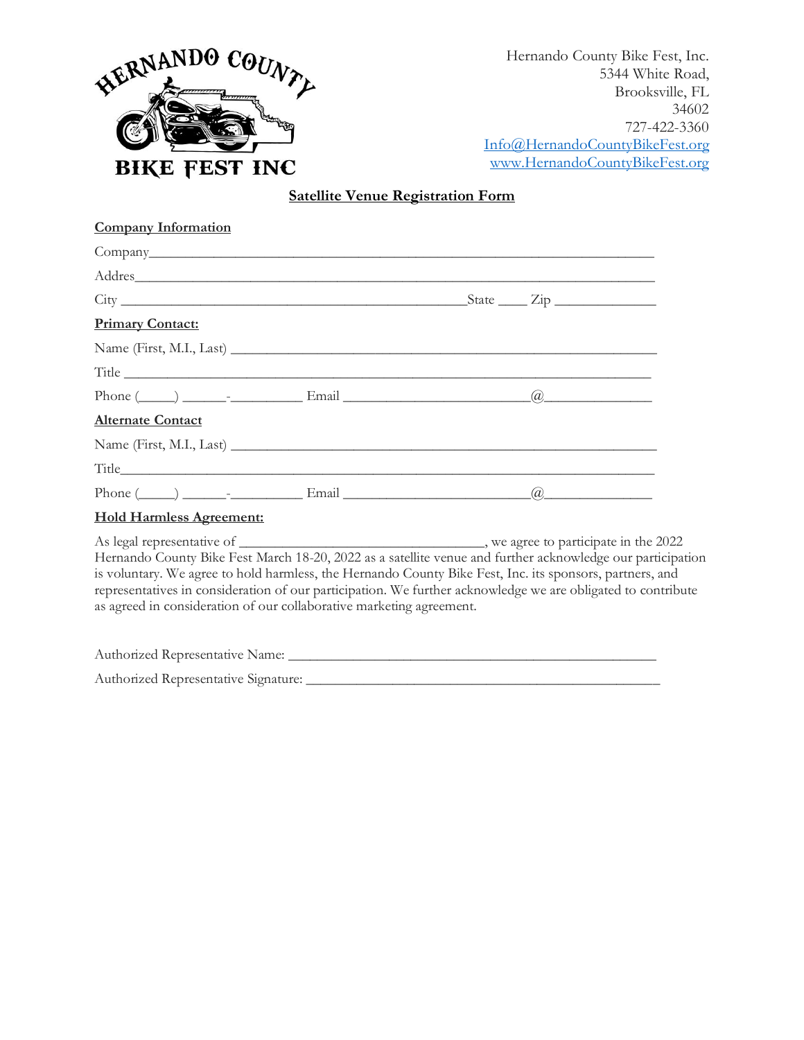HERNANDO COUNTY BIKE FEST INC

Hernando County Bike Fest, Inc.
5344 White Road,
Brooksville, FL
34602
727-422-3360
Info@HernandoCountyBikeFest.org
www.HernandoCountyBikeFest.org

## Satellite Venue Registration Form

**Company Information**

Company_______________________________________________________________________

Addres_________________________________________________________________________

City _______________________________________________State ____ Zip ______________

**Primary Contact:**

Name (First, M.I., Last) ______________________________________________________________

Title ___________________________________________________________________________

Phone (_____) ______-__________ Email __________________________@________________

**Alternate Contact**

Name (First, M.I., Last) ______________________________________________________________

Title___________________________________________________________________________

Phone (_____) ______-__________ Email __________________________@________________

**Hold Harmless Agreement:**

As legal representative of __________________________________, we agree to participate in the 2022 Hernando County Bike Fest March 18-20, 2022 as a satellite venue and further acknowledge our participation is voluntary. We agree to hold harmless, the Hernando County Bike Fest, Inc. its sponsors, partners, and representatives in consideration of our participation. We further acknowledge we are obligated to contribute as agreed in consideration of our collaborative marketing agreement.

Authorized Representative Name: ___________________________________________________

Authorized Representative Signature: ________________________________________________